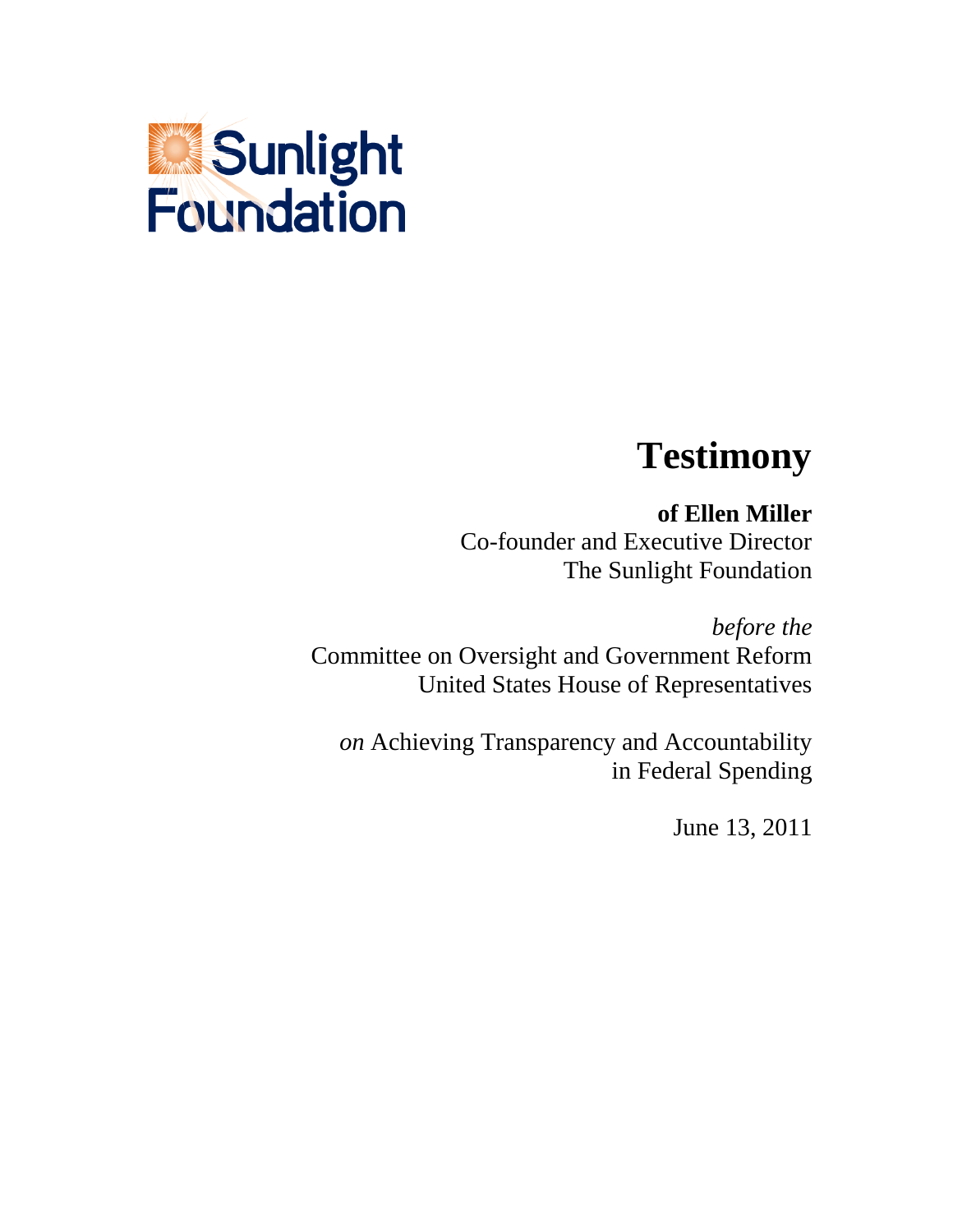Sunlight Foundation

# Testimony

**of Ellen Miller**
Co-founder and Executive Director
The Sunlight Foundation

*before the*
Committee on Oversight and Government Reform
United States House of Representatives

*on* Achieving Transparency and Accountability in Federal Spending

June 13, 2011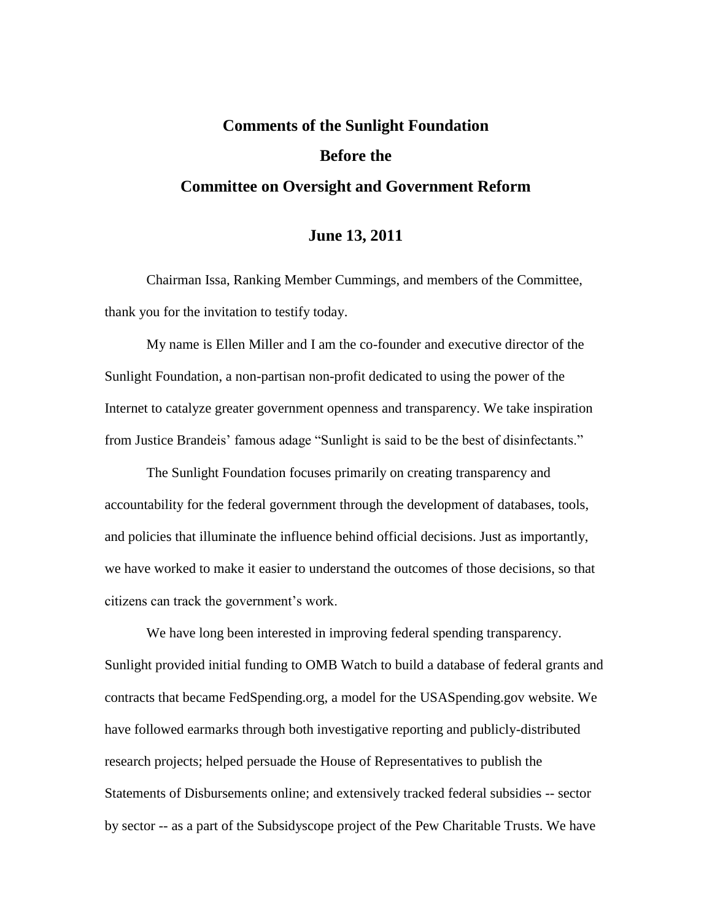# Comments of the Sunlight Foundation
## Before the
## Committee on Oversight and Government Reform

### June 13, 2011

Chairman Issa, Ranking Member Cummings, and members of the Committee, thank you for the invitation to testify today.

My name is Ellen Miller and I am the co-founder and executive director of the Sunlight Foundation, a non-partisan non-profit dedicated to using the power of the Internet to catalyze greater government openness and transparency. We take inspiration from Justice Brandeis' famous adage "Sunlight is said to be the best of disinfectants."

The Sunlight Foundation focuses primarily on creating transparency and accountability for the federal government through the development of databases, tools, and policies that illuminate the influence behind official decisions. Just as importantly, we have worked to make it easier to understand the outcomes of those decisions, so that citizens can track the government's work.

We have long been interested in improving federal spending transparency. Sunlight provided initial funding to OMB Watch to build a database of federal grants and contracts that became FedSpending.org, a model for the USASpending.gov website. We have followed earmarks through both investigative reporting and publicly-distributed research projects; helped persuade the House of Representatives to publish the Statements of Disbursements online; and extensively tracked federal subsidies -- sector by sector -- as a part of the Subsidyscope project of the Pew Charitable Trusts. We have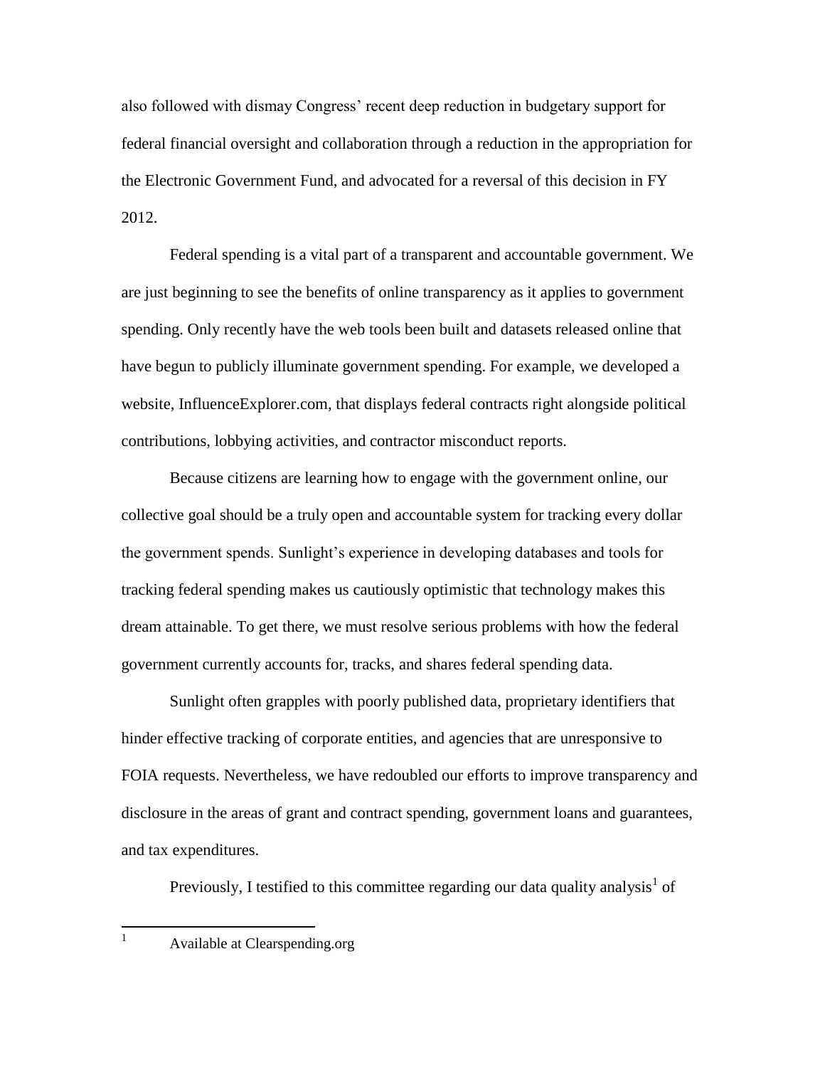also followed with dismay Congress' recent deep reduction in budgetary support for federal financial oversight and collaboration through a reduction in the appropriation for the Electronic Government Fund, and advocated for a reversal of this decision in FY 2012.

Federal spending is a vital part of a transparent and accountable government. We are just beginning to see the benefits of online transparency as it applies to government spending. Only recently have the web tools been built and datasets released online that have begun to publicly illuminate government spending. For example, we developed a website, InfluenceExplorer.com, that displays federal contracts right alongside political contributions, lobbying activities, and contractor misconduct reports.

Because citizens are learning how to engage with the government online, our collective goal should be a truly open and accountable system for tracking every dollar the government spends. Sunlight's experience in developing databases and tools for tracking federal spending makes us cautiously optimistic that technology makes this dream attainable. To get there, we must resolve serious problems with how the federal government currently accounts for, tracks, and shares federal spending data.

Sunlight often grapples with poorly published data, proprietary identifiers that hinder effective tracking of corporate entities, and agencies that are unresponsive to FOIA requests. Nevertheless, we have redoubled our efforts to improve transparency and disclosure in the areas of grant and contract spending, government loans and guarantees, and tax expenditures.

Previously, I testified to this committee regarding our data quality analysis[1] of

[1] Available at Clearspending.org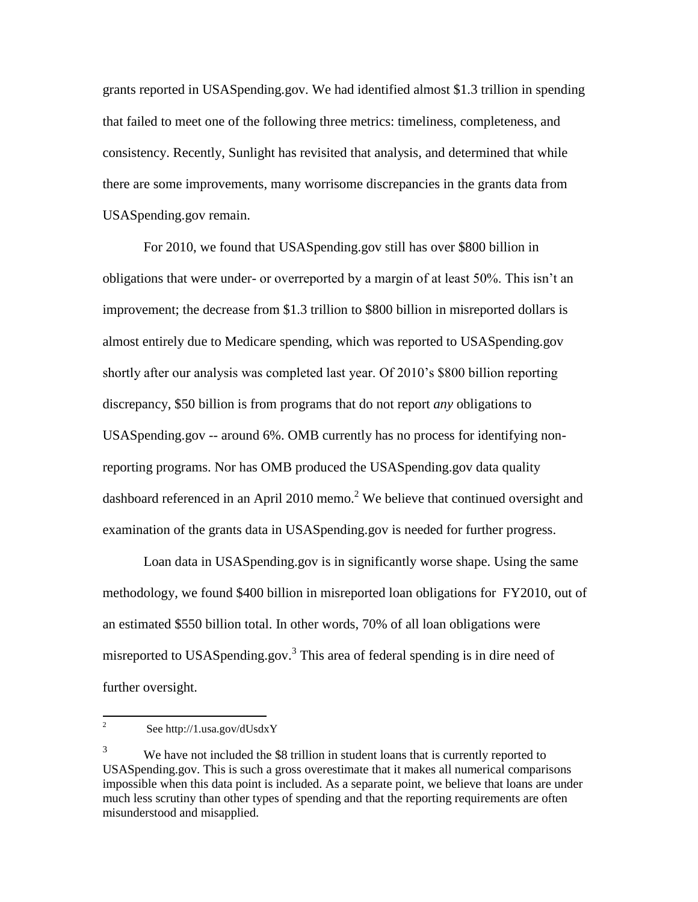grants reported in USASpending.gov. We had identified almost $1.3 trillion in spending that failed to meet one of the following three metrics: timeliness, completeness, and consistency. Recently, Sunlight has revisited that analysis, and determined that while there are some improvements, many worrisome discrepancies in the grants data from USASpending.gov remain.

For 2010, we found that USASpending.gov still has over $800 billion in obligations that were under- or overreported by a margin of at least 50%. This isn't an improvement; the decrease from $1.3 trillion to $800 billion in misreported dollars is almost entirely due to Medicare spending, which was reported to USASpending.gov shortly after our analysis was completed last year. Of 2010's $800 billion reporting discrepancy, $50 billion is from programs that do not report *any* obligations to USASpending.gov -- around 6%. OMB currently has no process for identifying non-reporting programs. Nor has OMB produced the USASpending.gov data quality dashboard referenced in an April 2010 memo.[2] We believe that continued oversight and examination of the grants data in USASpending.gov is needed for further progress.

Loan data in USASpending.gov is in significantly worse shape. Using the same methodology, we found $400 billion in misreported loan obligations for FY2010, out of an estimated $550 billion total. In other words, 70% of all loan obligations were misreported to USASpending.gov.[3] This area of federal spending is in dire need of further oversight.

---

[2] See http://1.usa.gov/dUsdxY

[3] We have not included the $8 trillion in student loans that is currently reported to USASpending.gov. This is such a gross overestimate that it makes all numerical comparisons impossible when this data point is included. As a separate point, we believe that loans are under much less scrutiny than other types of spending and that the reporting requirements are often misunderstood and misapplied.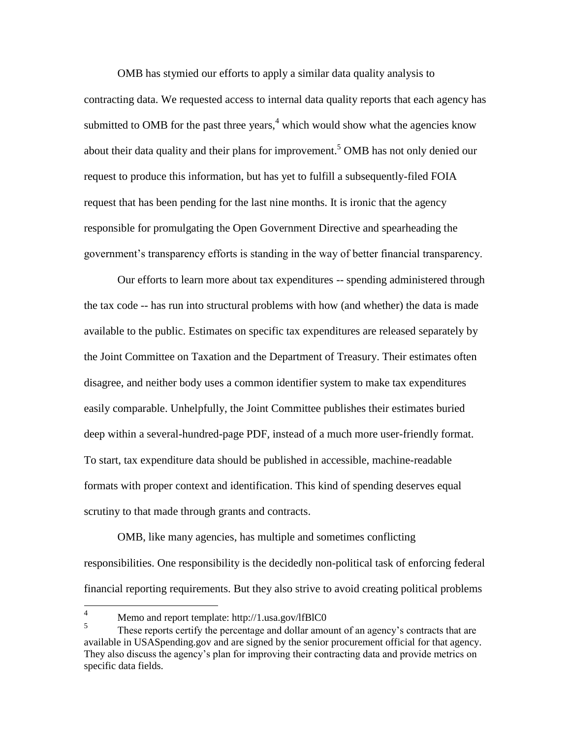OMB has stymied our efforts to apply a similar data quality analysis to contracting data. We requested access to internal data quality reports that each agency has submitted to OMB for the past three years,[4] which would show what the agencies know about their data quality and their plans for improvement.[5] OMB has not only denied our request to produce this information, but has yet to fulfill a subsequently-filed FOIA request that has been pending for the last nine months. It is ironic that the agency responsible for promulgating the Open Government Directive and spearheading the government's transparency efforts is standing in the way of better financial transparency.

Our efforts to learn more about tax expenditures -- spending administered through the tax code -- has run into structural problems with how (and whether) the data is made available to the public. Estimates on specific tax expenditures are released separately by the Joint Committee on Taxation and the Department of Treasury. Their estimates often disagree, and neither body uses a common identifier system to make tax expenditures easily comparable. Unhelpfully, the Joint Committee publishes their estimates buried deep within a several-hundred-page PDF, instead of a much more user-friendly format. To start, tax expenditure data should be published in accessible, machine-readable formats with proper context and identification. This kind of spending deserves equal scrutiny to that made through grants and contracts.

OMB, like many agencies, has multiple and sometimes conflicting responsibilities. One responsibility is the decidedly non-political task of enforcing federal financial reporting requirements. But they also strive to avoid creating political problems

---

[4] Memo and report template: http://1.usa.gov/lfBlC0

[5] These reports certify the percentage and dollar amount of an agency's contracts that are available in USASpending.gov and are signed by the senior procurement official for that agency. They also discuss the agency's plan for improving their contracting data and provide metrics on specific data fields.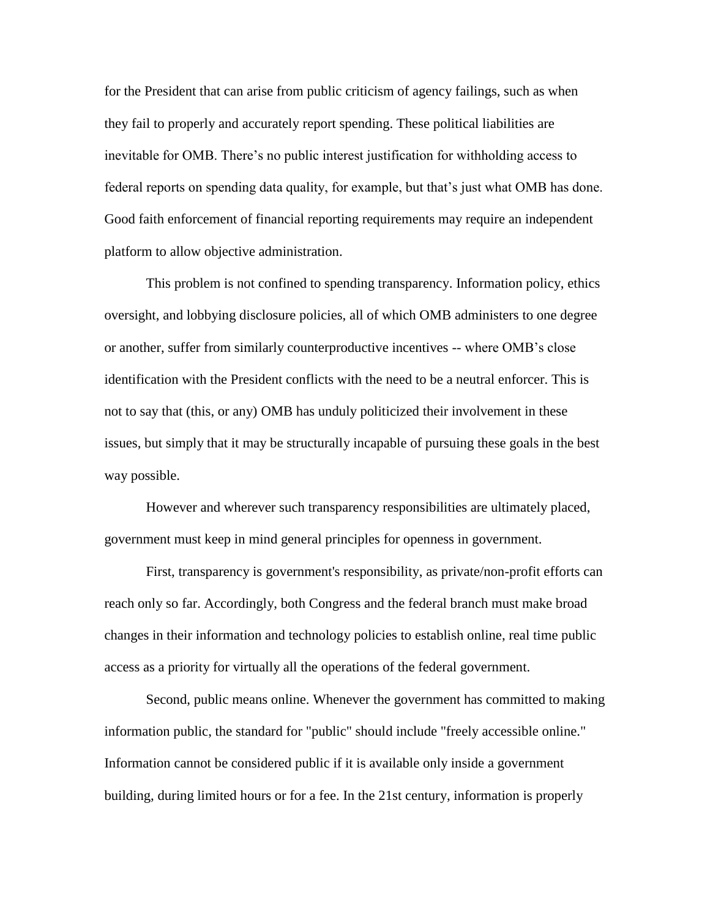for the President that can arise from public criticism of agency failings, such as when they fail to properly and accurately report spending. These political liabilities are inevitable for OMB. There's no public interest justification for withholding access to federal reports on spending data quality, for example, but that's just what OMB has done. Good faith enforcement of financial reporting requirements may require an independent platform to allow objective administration.

This problem is not confined to spending transparency. Information policy, ethics oversight, and lobbying disclosure policies, all of which OMB administers to one degree or another, suffer from similarly counterproductive incentives -- where OMB's close identification with the President conflicts with the need to be a neutral enforcer. This is not to say that (this, or any) OMB has unduly politicized their involvement in these issues, but simply that it may be structurally incapable of pursuing these goals in the best way possible.

However and wherever such transparency responsibilities are ultimately placed, government must keep in mind general principles for openness in government.

First, transparency is government's responsibility, as private/non-profit efforts can reach only so far. Accordingly, both Congress and the federal branch must make broad changes in their information and technology policies to establish online, real time public access as a priority for virtually all the operations of the federal government.

Second, public means online. Whenever the government has committed to making information public, the standard for "public" should include "freely accessible online." Information cannot be considered public if it is available only inside a government building, during limited hours or for a fee. In the 21st century, information is properly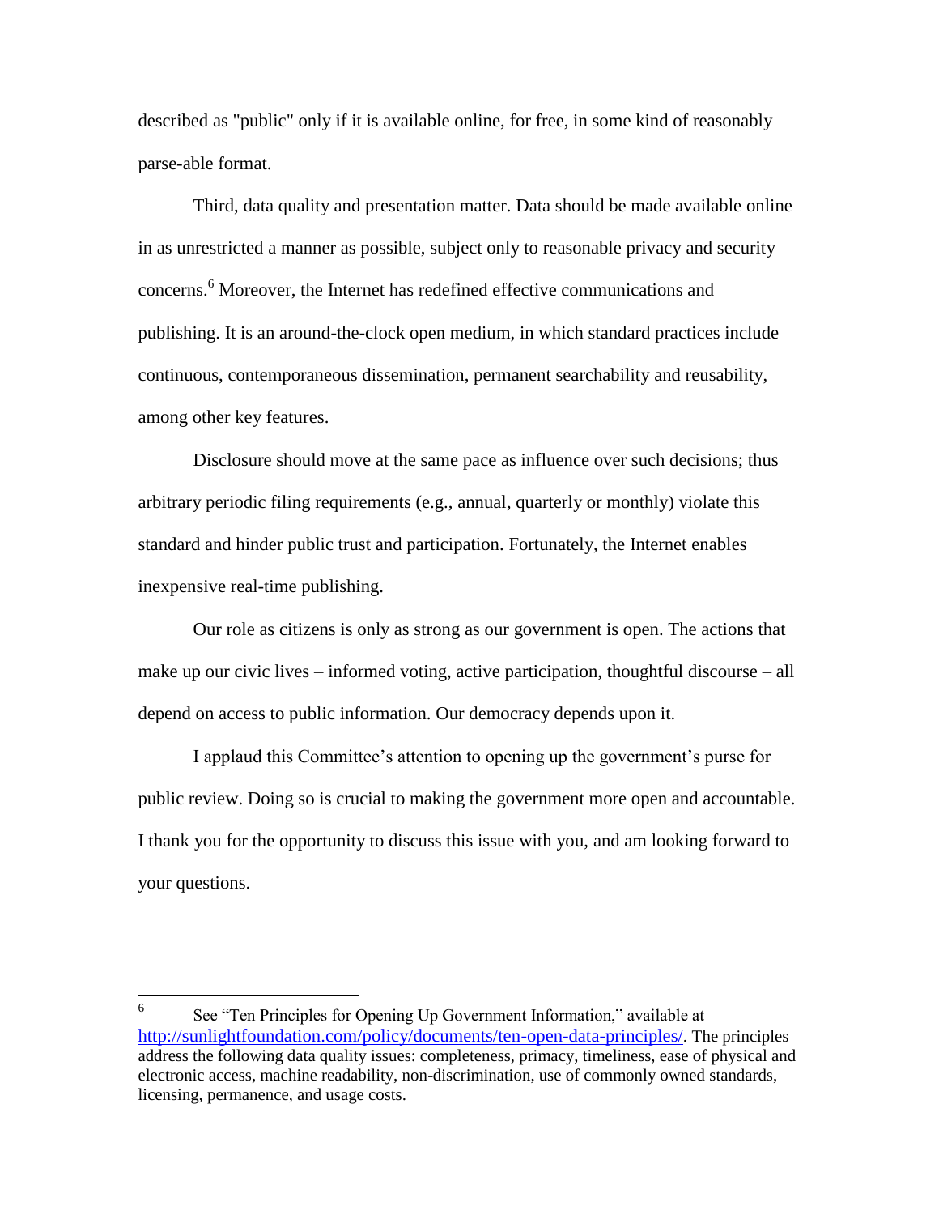described as "public" only if it is available online, for free, in some kind of reasonably parse-able format.

Third, data quality and presentation matter. Data should be made available online in as unrestricted a manner as possible, subject only to reasonable privacy and security concerns.[6] Moreover, the Internet has redefined effective communications and publishing. It is an around-the-clock open medium, in which standard practices include continuous, contemporaneous dissemination, permanent searchability and reusability, among other key features.

Disclosure should move at the same pace as influence over such decisions; thus arbitrary periodic filing requirements (e.g., annual, quarterly or monthly) violate this standard and hinder public trust and participation. Fortunately, the Internet enables inexpensive real-time publishing.

Our role as citizens is only as strong as our government is open. The actions that make up our civic lives – informed voting, active participation, thoughtful discourse – all depend on access to public information. Our democracy depends upon it.

I applaud this Committee's attention to opening up the government's purse for public review. Doing so is crucial to making the government more open and accountable. I thank you for the opportunity to discuss this issue with you, and am looking forward to your questions.

---

[6] See "Ten Principles for Opening Up Government Information," available at http://sunlightfoundation.com/policy/documents/ten-open-data-principles/. The principles address the following data quality issues: completeness, primacy, timeliness, ease of physical and electronic access, machine readability, non-discrimination, use of commonly owned standards, licensing, permanence, and usage costs.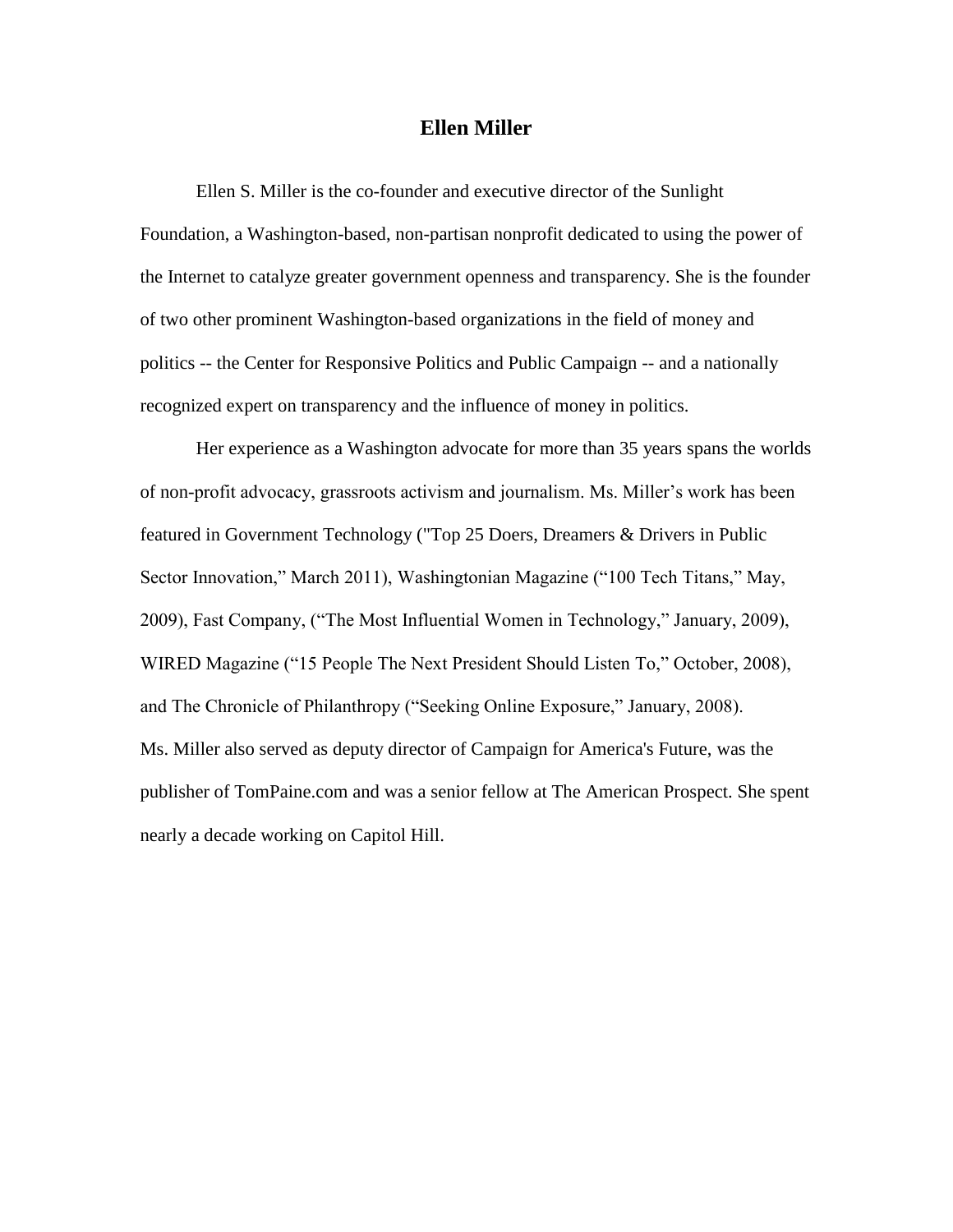# Ellen Miller

Ellen S. Miller is the co-founder and executive director of the Sunlight Foundation, a Washington-based, non-partisan nonprofit dedicated to using the power of the Internet to catalyze greater government openness and transparency. She is the founder of two other prominent Washington-based organizations in the field of money and politics -- the Center for Responsive Politics and Public Campaign -- and a nationally recognized expert on transparency and the influence of money in politics.

Her experience as a Washington advocate for more than 35 years spans the worlds of non-profit advocacy, grassroots activism and journalism. Ms. Miller's work has been featured in Government Technology ("Top 25 Doers, Dreamers & Drivers in Public Sector Innovation," March 2011), Washingtonian Magazine ("100 Tech Titans," May, 2009), Fast Company, ("The Most Influential Women in Technology," January, 2009), WIRED Magazine ("15 People The Next President Should Listen To," October, 2008), and The Chronicle of Philanthropy ("Seeking Online Exposure," January, 2008).
Ms. Miller also served as deputy director of Campaign for America's Future, was the publisher of TomPaine.com and was a senior fellow at The American Prospect. She spent nearly a decade working on Capitol Hill.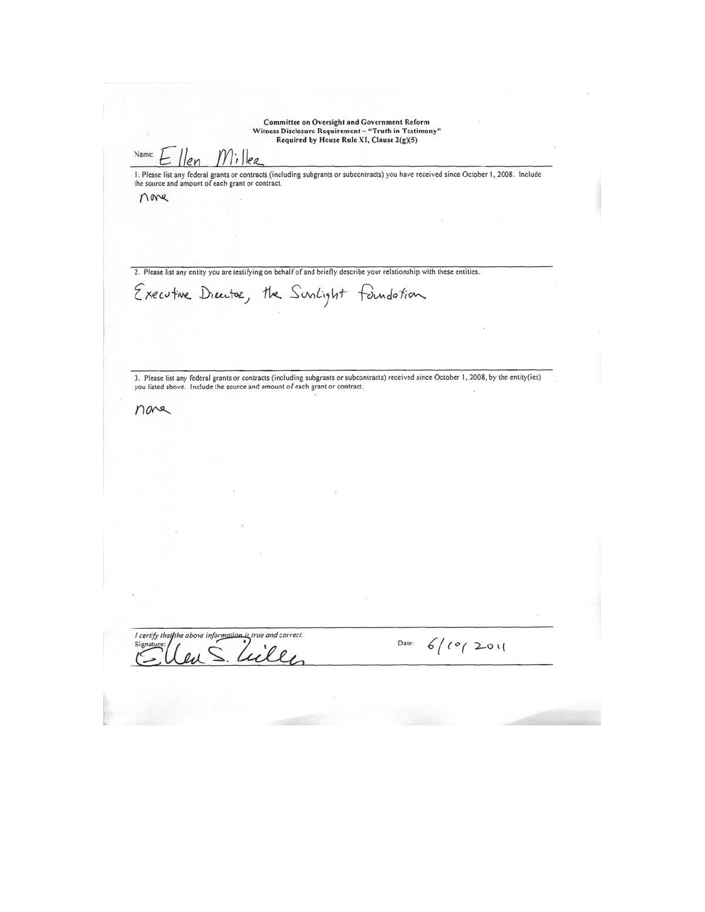**Committee on Oversight and Government Reform**
**Witness Disclosure Requirement – "Truth in Testimony"**
**Required by House Rule XI, Clause 2(g)(5)**

Name: Ellen Miller

1. Please list any federal grants or contracts (including subgrants or subcontracts) you have received since October 1, 2008. Include the source and amount of each grant or contract.

none

2. Please list any entity you are testifying on behalf of and briefly describe your relationship with these entities.

Executive Director, the Sunlight foundation

3. Please list any federal grants or contracts (including subgrants or subcontracts) received since October 1, 2008, by the entity(ies) you listed above. Include the source and amount of each grant or contract.

none

*I certify that the above information is true and correct.*

Signature: Ellen S. Miller

Date: 6/10/2011